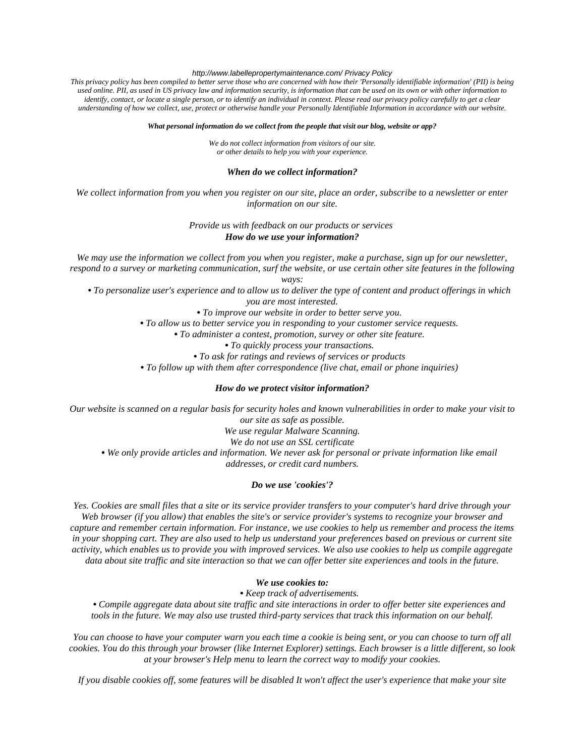*http://www.labellepropertymaintenance.com/ Privacy Policy*

*This privacy policy has been compiled to better serve those who are concerned with how their 'Personally identifiable information' (PII) is being used online. PII, as used in US privacy law and information security, is information that can be used on its own or with other information to identify, contact, or locate a single person, or to identify an individual in context. Please read our privacy policy carefully to get a clear understanding of how we collect, use, protect or otherwise handle your Personally Identifiable Information in accordance with our website.*

***What personal information do we collect from the people that visit our blog, website or app?***

*We do not collect information from visitors of our site.*
*or other details to help you with your experience.*

***When do we collect information?***

*We collect information from you when you register on our site, place an order, subscribe to a newsletter or enter information on our site.*

*Provide us with feedback on our products or services*

***How do we use your information?***

*We may use the information we collect from you when you register, make a purchase, sign up for our newsletter, respond to a survey or marketing communication, surf the website, or use certain other site features in the following ways:*

- *To personalize user's experience and to allow us to deliver the type of content and product offerings in which you are most interested.*
- *To improve our website in order to better serve you.*
- *To allow us to better service you in responding to your customer service requests.*
- *To administer a contest, promotion, survey or other site feature.*
- *To quickly process your transactions.*
- *To ask for ratings and reviews of services or products*
- *To follow up with them after correspondence (live chat, email or phone inquiries)*

***How do we protect visitor information?***

*Our website is scanned on a regular basis for security holes and known vulnerabilities in order to make your visit to our site as safe as possible.*
*We use regular Malware Scanning.*
*We do not use an SSL certificate*

- *We only provide articles and information. We never ask for personal or private information like email addresses, or credit card numbers.*

***Do we use 'cookies'?***

*Yes. Cookies are small files that a site or its service provider transfers to your computer's hard drive through your Web browser (if you allow) that enables the site's or service provider's systems to recognize your browser and capture and remember certain information. For instance, we use cookies to help us remember and process the items in your shopping cart. They are also used to help us understand your preferences based on previous or current site activity, which enables us to provide you with improved services. We also use cookies to help us compile aggregate data about site traffic and site interaction so that we can offer better site experiences and tools in the future.*

***We use cookies to:***

- *Keep track of advertisements.*
- *Compile aggregate data about site traffic and site interactions in order to offer better site experiences and tools in the future. We may also use trusted third-party services that track this information on our behalf.*

*You can choose to have your computer warn you each time a cookie is being sent, or you can choose to turn off all cookies. You do this through your browser (like Internet Explorer) settings. Each browser is a little different, so look at your browser's Help menu to learn the correct way to modify your cookies.*

*If you disable cookies off, some features will be disabled It won't affect the user's experience that make your site*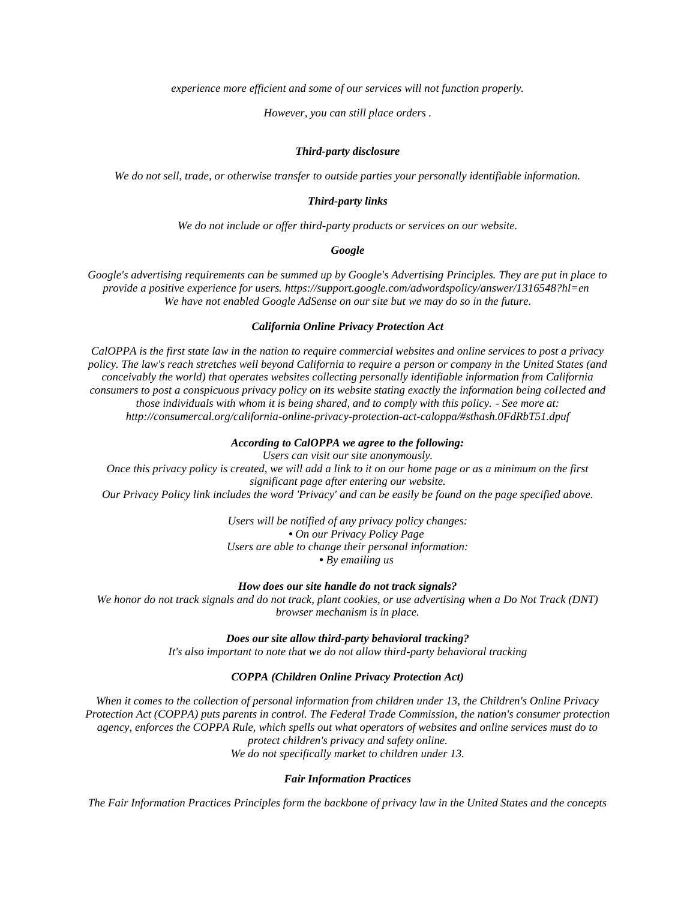*experience more efficient and some of our services will not function properly.*

*However, you can still place orders .*

### ***Third-party disclosure***

*We do not sell, trade, or otherwise transfer to outside parties your personally identifiable information.*

### ***Third-party links***

*We do not include or offer third-party products or services on our website.*

### ***Google***

*Google's advertising requirements can be summed up by Google's Advertising Principles. They are put in place to provide a positive experience for users. https://support.google.com/adwordspolicy/answer/1316548?hl=en*
*We have not enabled Google AdSense on our site but we may do so in the future.*

### ***California Online Privacy Protection Act***

*CalOPPA is the first state law in the nation to require commercial websites and online services to post a privacy policy. The law's reach stretches well beyond California to require a person or company in the United States (and conceivably the world) that operates websites collecting personally identifiable information from California consumers to post a conspicuous privacy policy on its website stating exactly the information being collected and those individuals with whom it is being shared, and to comply with this policy. - See more at: http://consumercal.org/california-online-privacy-protection-act-caloppa/#sthash.0FdRbT51.dpuf*

***According to CalOPPA we agree to the following:***
*Users can visit our site anonymously.*
*Once this privacy policy is created, we will add a link to it on our home page or as a minimum on the first significant page after entering our website.*
*Our Privacy Policy link includes the word 'Privacy' and can be easily be found on the page specified above.*

*Users will be notified of any privacy policy changes:*
*• On our Privacy Policy Page*
*Users are able to change their personal information:*
*• By emailing us*

### ***How does our site handle do not track signals?***
*We honor do not track signals and do not track, plant cookies, or use advertising when a Do Not Track (DNT) browser mechanism is in place.*

### ***Does our site allow third-party behavioral tracking?***
*It's also important to note that we do not allow third-party behavioral tracking*

### ***COPPA (Children Online Privacy Protection Act)***

*When it comes to the collection of personal information from children under 13, the Children's Online Privacy Protection Act (COPPA) puts parents in control. The Federal Trade Commission, the nation's consumer protection agency, enforces the COPPA Rule, which spells out what operators of websites and online services must do to protect children's privacy and safety online.*
*We do not specifically market to children under 13.*

### ***Fair Information Practices***

*The Fair Information Practices Principles form the backbone of privacy law in the United States and the concepts*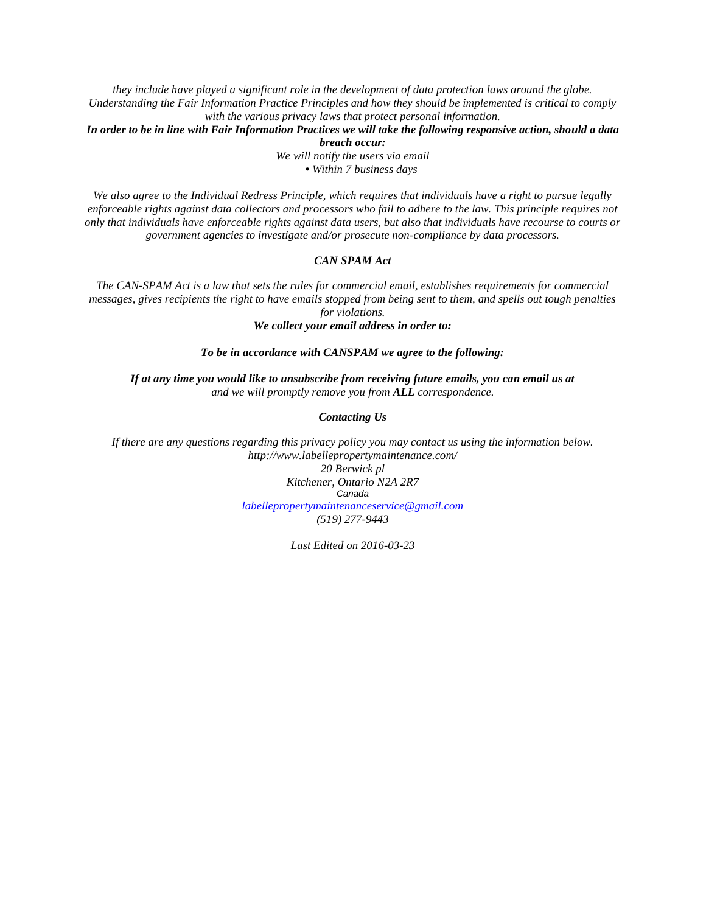*they include have played a significant role in the development of data protection laws around the globe. Understanding the Fair Information Practice Principles and how they should be implemented is critical to comply with the various privacy laws that protect personal information.*

***In order to be in line with Fair Information Practices we will take the following responsive action, should a data breach occur:***

*We will notify the users via email*

*• Within 7 business days*

*We also agree to the Individual Redress Principle, which requires that individuals have a right to pursue legally enforceable rights against data collectors and processors who fail to adhere to the law. This principle requires not only that individuals have enforceable rights against data users, but also that individuals have recourse to courts or government agencies to investigate and/or prosecute non-compliance by data processors.*

### *CAN SPAM Act*

*The CAN-SPAM Act is a law that sets the rules for commercial email, establishes requirements for commercial messages, gives recipients the right to have emails stopped from being sent to them, and spells out tough penalties for violations.*

***We collect your email address in order to:***

***To be in accordance with CANSPAM we agree to the following:***

***If at any time you would like to unsubscribe from receiving future emails, you can email us at*** *and we will promptly remove you from **ALL** correspondence.*

### *Contacting Us*

*If there are any questions regarding this privacy policy you may contact us using the information below.*

*http://www.labellepropertymaintenance.com/*
*20 Berwick pl*
*Kitchener, Ontario N2A 2R7*
*Canada*
*labellepropertymaintenanceservice@gmail.com*
*(519) 277-9443*

*Last Edited on 2016-03-23*